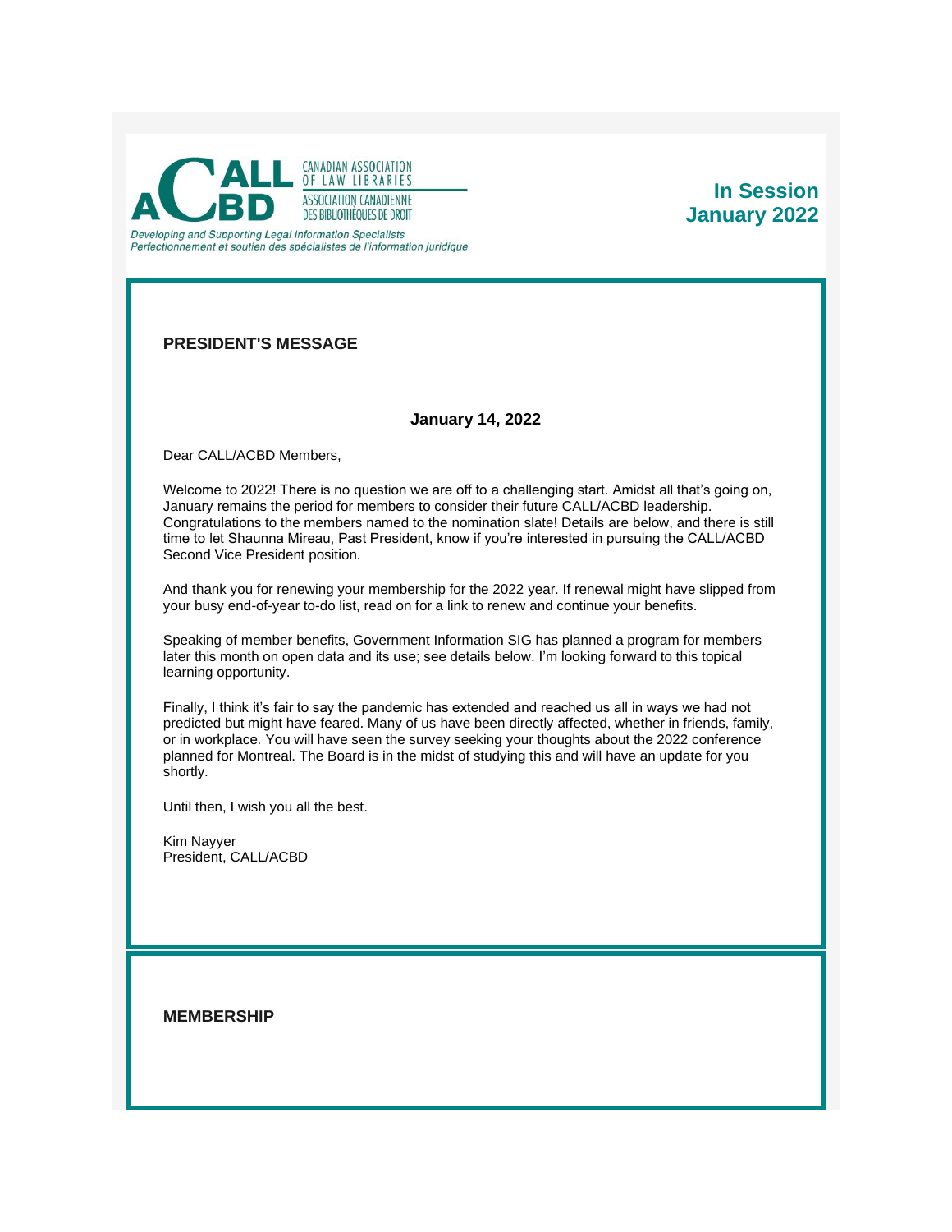CANADIAN ASSOCIATION OF LAW LIBRARIES
ASSOCIATION CANADIENNE DES BIBLIOTHÈQUES DE DROIT

*Developing and Supporting Legal Information Specialists*
*Perfectionnement et soutien des spécialistes de l'information juridique*

**In Session**
**January 2022**

## PRESIDENT'S MESSAGE

**January 14, 2022**

Dear CALL/ACBD Members,

Welcome to 2022! There is no question we are off to a challenging start. Amidst all that's going on, January remains the period for members to consider their future CALL/ACBD leadership. Congratulations to the members named to the nomination slate! Details are below, and there is still time to let Shaunna Mireau, Past President, know if you're interested in pursuing the CALL/ACBD Second Vice President position.

And thank you for renewing your membership for the 2022 year. If renewal might have slipped from your busy end-of-year to-do list, read on for a link to renew and continue your benefits.

Speaking of member benefits, Government Information SIG has planned a program for members later this month on open data and its use; see details below. I'm looking forward to this topical learning opportunity.

Finally, I think it's fair to say the pandemic has extended and reached us all in ways we had not predicted but might have feared. Many of us have been directly affected, whether in friends, family, or in workplace. You will have seen the survey seeking your thoughts about the 2022 conference planned for Montreal. The Board is in the midst of studying this and will have an update for you shortly.

Until then, I wish you all the best.

Kim Nayyer
President, CALL/ACBD

## MEMBERSHIP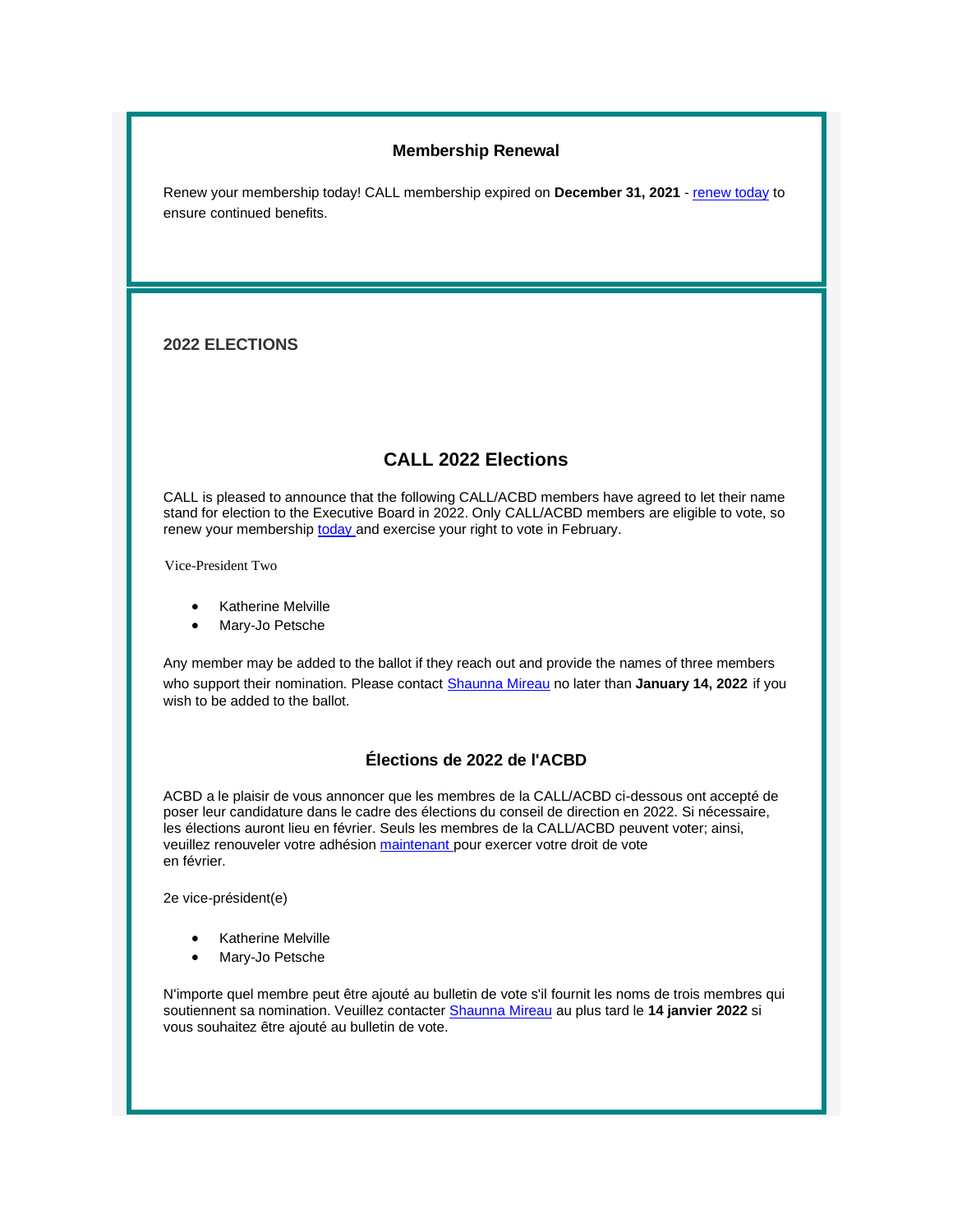### Membership Renewal

Renew your membership today! CALL membership expired on **December 31, 2021** - renew today to ensure continued benefits.

**2022 ELECTIONS**

## CALL 2022 Elections

CALL is pleased to announce that the following CALL/ACBD members have agreed to let their name stand for election to the Executive Board in 2022. Only CALL/ACBD members are eligible to vote, so renew your membership today and exercise your right to vote in February.

Vice-President Two

- Katherine Melville
- Mary-Jo Petsche

Any member may be added to the ballot if they reach out and provide the names of three members who support their nomination. Please contact Shaunna Mireau no later than **January 14, 2022** if you wish to be added to the ballot.

### Élections de 2022 de l'ACBD

ACBD a le plaisir de vous annoncer que les membres de la CALL/ACBD ci-dessous ont accepté de poser leur candidature dans le cadre des élections du conseil de direction en 2022. Si nécessaire, les élections auront lieu en février. Seuls les membres de la CALL/ACBD peuvent voter; ainsi, veuillez renouveler votre adhésion maintenant pour exercer votre droit de vote en février.

2e vice-président(e)

- Katherine Melville
- Mary-Jo Petsche

N'importe quel membre peut être ajouté au bulletin de vote s'il fournit les noms de trois membres qui soutiennent sa nomination. Veuillez contacter Shaunna Mireau au plus tard le **14 janvier 2022** si vous souhaitez être ajouté au bulletin de vote.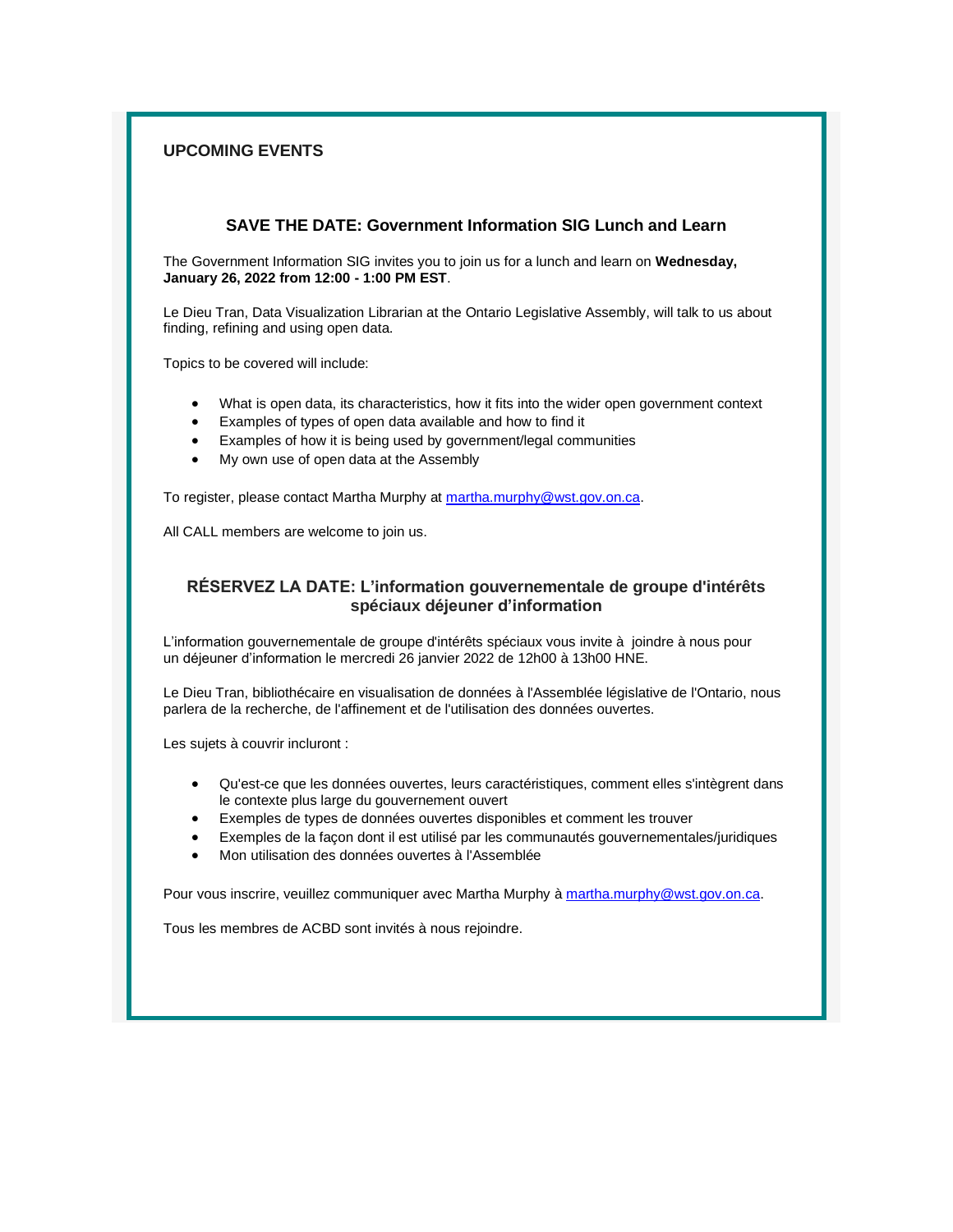## UPCOMING EVENTS

### SAVE THE DATE: Government Information SIG Lunch and Learn

The Government Information SIG invites you to join us for a lunch and learn on **Wednesday, January 26, 2022 from 12:00 - 1:00 PM EST**.

Le Dieu Tran, Data Visualization Librarian at the Ontario Legislative Assembly, will talk to us about finding, refining and using open data.

Topics to be covered will include:

- What is open data, its characteristics, how it fits into the wider open government context
- Examples of types of open data available and how to find it
- Examples of how it is being used by government/legal communities
- My own use of open data at the Assembly

To register, please contact Martha Murphy at martha.murphy@wst.gov.on.ca.

All CALL members are welcome to join us.

### RÉSERVEZ LA DATE: L'information gouvernementale de groupe d'intérêts spéciaux déjeuner d'information

L'information gouvernementale de groupe d'intérêts spéciaux vous invite à joindre à nous pour un déjeuner d'information le mercredi 26 janvier 2022 de 12h00 à 13h00 HNE.

Le Dieu Tran, bibliothécaire en visualisation de données à l'Assemblée législative de l'Ontario, nous parlera de la recherche, de l'affinement et de l'utilisation des données ouvertes.

Les sujets à couvrir incluront :

- Qu'est-ce que les données ouvertes, leurs caractéristiques, comment elles s'intègrent dans le contexte plus large du gouvernement ouvert
- Exemples de types de données ouvertes disponibles et comment les trouver
- Exemples de la façon dont il est utilisé par les communautés gouvernementales/juridiques
- Mon utilisation des données ouvertes à l'Assemblée

Pour vous inscrire, veuillez communiquer avec Martha Murphy à martha.murphy@wst.gov.on.ca.

Tous les membres de ACBD sont invités à nous rejoindre.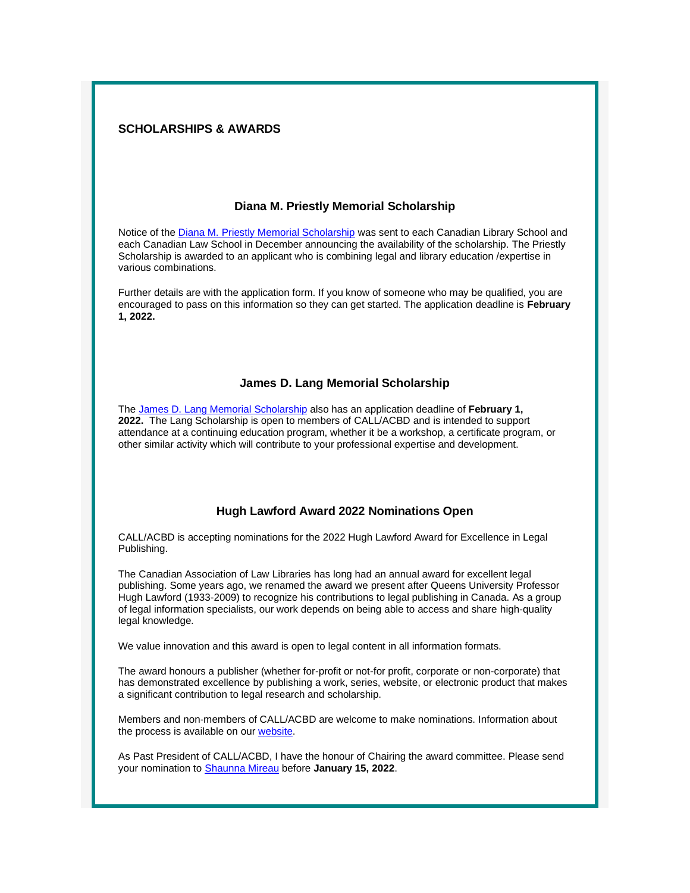## SCHOLARSHIPS & AWARDS

### Diana M. Priestly Memorial Scholarship

Notice of the Diana M. Priestly Memorial Scholarship was sent to each Canadian Library School and each Canadian Law School in December announcing the availability of the scholarship. The Priestly Scholarship is awarded to an applicant who is combining legal and library education /expertise in various combinations.

Further details are with the application form. If you know of someone who may be qualified, you are encouraged to pass on this information so they can get started. The application deadline is **February 1, 2022.**

### James D. Lang Memorial Scholarship

The James D. Lang Memorial Scholarship also has an application deadline of **February 1, 2022.** The Lang Scholarship is open to members of CALL/ACBD and is intended to support attendance at a continuing education program, whether it be a workshop, a certificate program, or other similar activity which will contribute to your professional expertise and development.

### Hugh Lawford Award 2022 Nominations Open

CALL/ACBD is accepting nominations for the 2022 Hugh Lawford Award for Excellence in Legal Publishing.

The Canadian Association of Law Libraries has long had an annual award for excellent legal publishing. Some years ago, we renamed the award we present after Queens University Professor Hugh Lawford (1933-2009) to recognize his contributions to legal publishing in Canada. As a group of legal information specialists, our work depends on being able to access and share high-quality legal knowledge.

We value innovation and this award is open to legal content in all information formats.

The award honours a publisher (whether for-profit or not-for profit, corporate or non-corporate) that has demonstrated excellence by publishing a work, series, website, or electronic product that makes a significant contribution to legal research and scholarship.

Members and non-members of CALL/ACBD are welcome to make nominations. Information about the process is available on our website.

As Past President of CALL/ACBD, I have the honour of Chairing the award committee. Please send your nomination to Shaunna Mireau before **January 15, 2022**.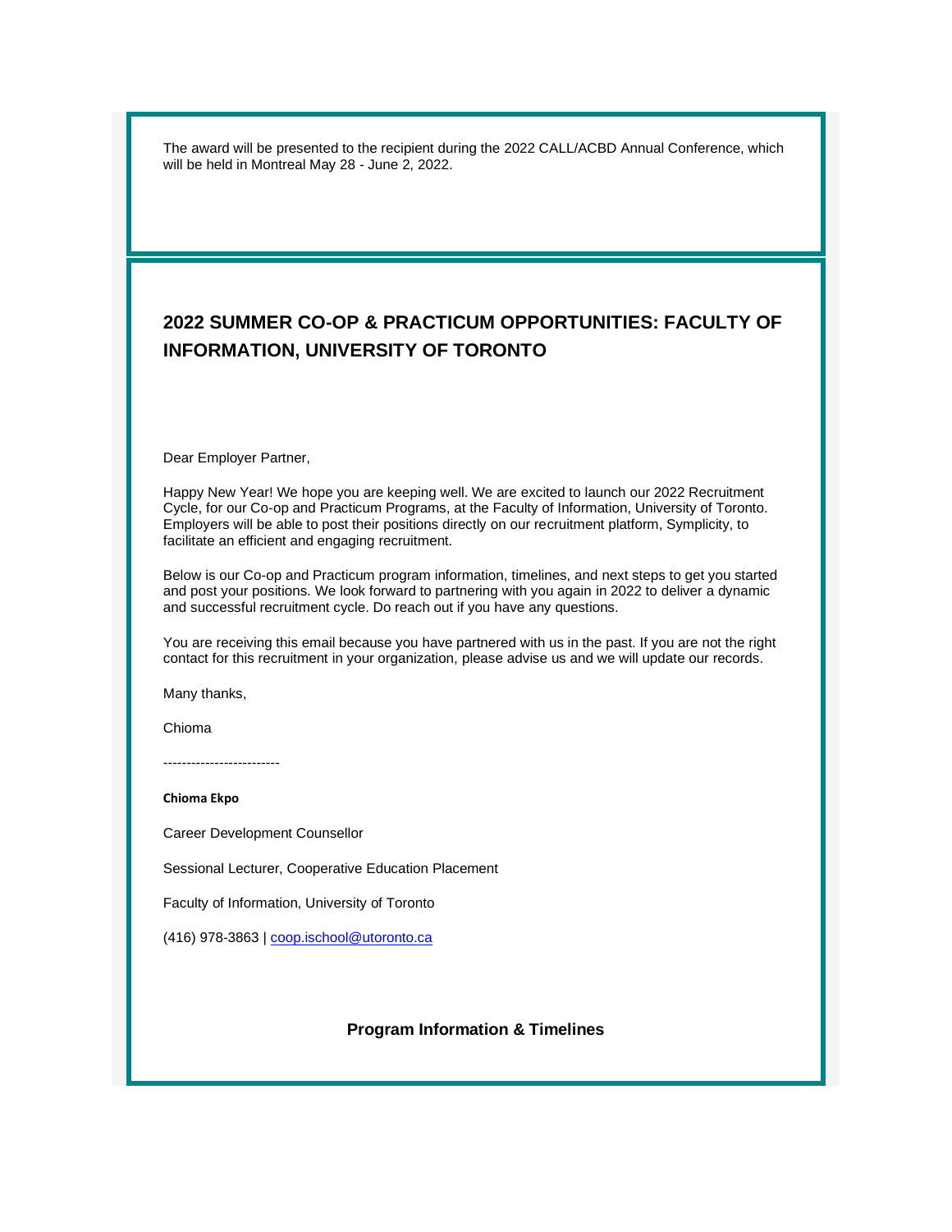The award will be presented to the recipient during the 2022 CALL/ACBD Annual Conference, which will be held in Montreal May 28 - June 2, 2022.

## 2022 SUMMER CO-OP & PRACTICUM OPPORTUNITIES: FACULTY OF INFORMATION, UNIVERSITY OF TORONTO

Dear Employer Partner,

Happy New Year! We hope you are keeping well. We are excited to launch our 2022 Recruitment Cycle, for our Co-op and Practicum Programs, at the Faculty of Information, University of Toronto. Employers will be able to post their positions directly on our recruitment platform, Symplicity, to facilitate an efficient and engaging recruitment.

Below is our Co-op and Practicum program information, timelines, and next steps to get you started and post your positions. We look forward to partnering with you again in 2022 to deliver a dynamic and successful recruitment cycle. Do reach out if you have any questions.

You are receiving this email because you have partnered with us in the past. If you are not the right contact for this recruitment in your organization, please advise us and we will update our records.

Many thanks,

Chioma

-------------------------

**Chioma Ekpo**

Career Development Counsellor

Sessional Lecturer, Cooperative Education Placement

Faculty of Information, University of Toronto

(416) 978-3863 | coop.ischool@utoronto.ca

### Program Information & Timelines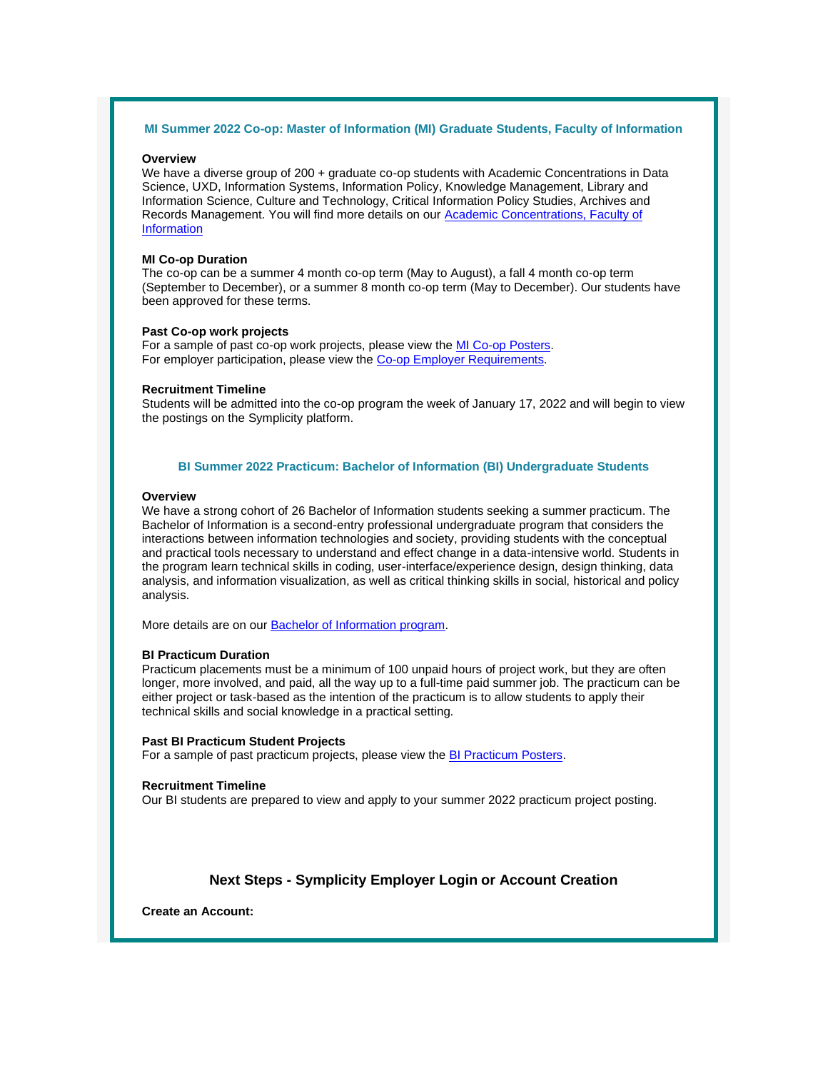### MI Summer 2022 Co-op: Master of Information (MI) Graduate Students, Faculty of Information

**Overview**
We have a diverse group of 200 + graduate co-op students with Academic Concentrations in Data Science, UXD, Information Systems, Information Policy, Knowledge Management, Library and Information Science, Culture and Technology, Critical Information Policy Studies, Archives and Records Management. You will find more details on our Academic Concentrations, Faculty of Information

**MI Co-op Duration**
The co-op can be a summer 4 month co-op term (May to August), a fall 4 month co-op term (September to December), or a summer 8 month co-op term (May to December). Our students have been approved for these terms.

**Past Co-op work projects**
For a sample of past co-op work projects, please view the MI Co-op Posters.
For employer participation, please view the Co-op Employer Requirements.

**Recruitment Timeline**
Students will be admitted into the co-op program the week of January 17, 2022 and will begin to view the postings on the Symplicity platform.

### BI Summer 2022 Practicum: Bachelor of Information (BI) Undergraduate Students

**Overview**
We have a strong cohort of 26 Bachelor of Information students seeking a summer practicum. The Bachelor of Information is a second-entry professional undergraduate program that considers the interactions between information technologies and society, providing students with the conceptual and practical tools necessary to understand and effect change in a data-intensive world. Students in the program learn technical skills in coding, user-interface/experience design, design thinking, data analysis, and information visualization, as well as critical thinking skills in social, historical and policy analysis.

More details are on our Bachelor of Information program.

**BI Practicum Duration**
Practicum placements must be a minimum of 100 unpaid hours of project work, but they are often longer, more involved, and paid, all the way up to a full-time paid summer job. The practicum can be either project or task-based as the intention of the practicum is to allow students to apply their technical skills and social knowledge in a practical setting.

**Past BI Practicum Student Projects**
For a sample of past practicum projects, please view the BI Practicum Posters.

**Recruitment Timeline**
Our BI students are prepared to view and apply to your summer 2022 practicum project posting.

## Next Steps - Symplicity Employer Login or Account Creation

**Create an Account:**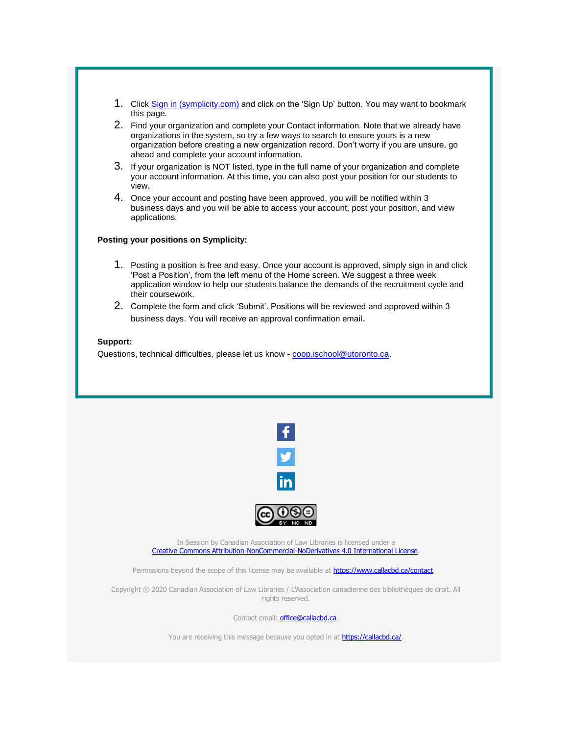1. Click [Sign in (symplicity.com)](symplicity.com) and click on the 'Sign Up' button. You may want to bookmark this page.
2. Find your organization and complete your Contact information. Note that we already have organizations in the system, so try a few ways to search to ensure yours is a new organization before creating a new organization record. Don't worry if you are unsure, go ahead and complete your account information.
3. If your organization is NOT listed, type in the full name of your organization and complete your account information. At this time, you can also post your position for our students to view.
4. Once your account and posting have been approved, you will be notified within 3 business days and you will be able to access your account, post your position, and view applications.

**Posting your positions on Symplicity:**

1. Posting a position is free and easy. Once your account is approved, simply sign in and click 'Post a Position', from the left menu of the Home screen. We suggest a three week application window to help our students balance the demands of the recruitment cycle and their coursework.
2. Complete the form and click 'Submit'. Positions will be reviewed and approved within 3 business days. You will receive an approval confirmation email.

**Support:**

Questions, technical difficulties, please let us know - coop.ischool@utoronto.ca.

In Session by Canadian Association of Law Libraries is licensed under a Creative Commons Attribution-NonCommercial-NoDerivatives 4.0 International License.

Permissions beyond the scope of this license may be available at https://www.callacbd.ca/contact.

Copyright © 2020 Canadian Association of Law Libraries / L'Association canadienne des bibliothèques de droit. All rights reserved.

Contact email: office@callacbd.ca.

You are receiving this message because you opted in at https://callacbd.ca/.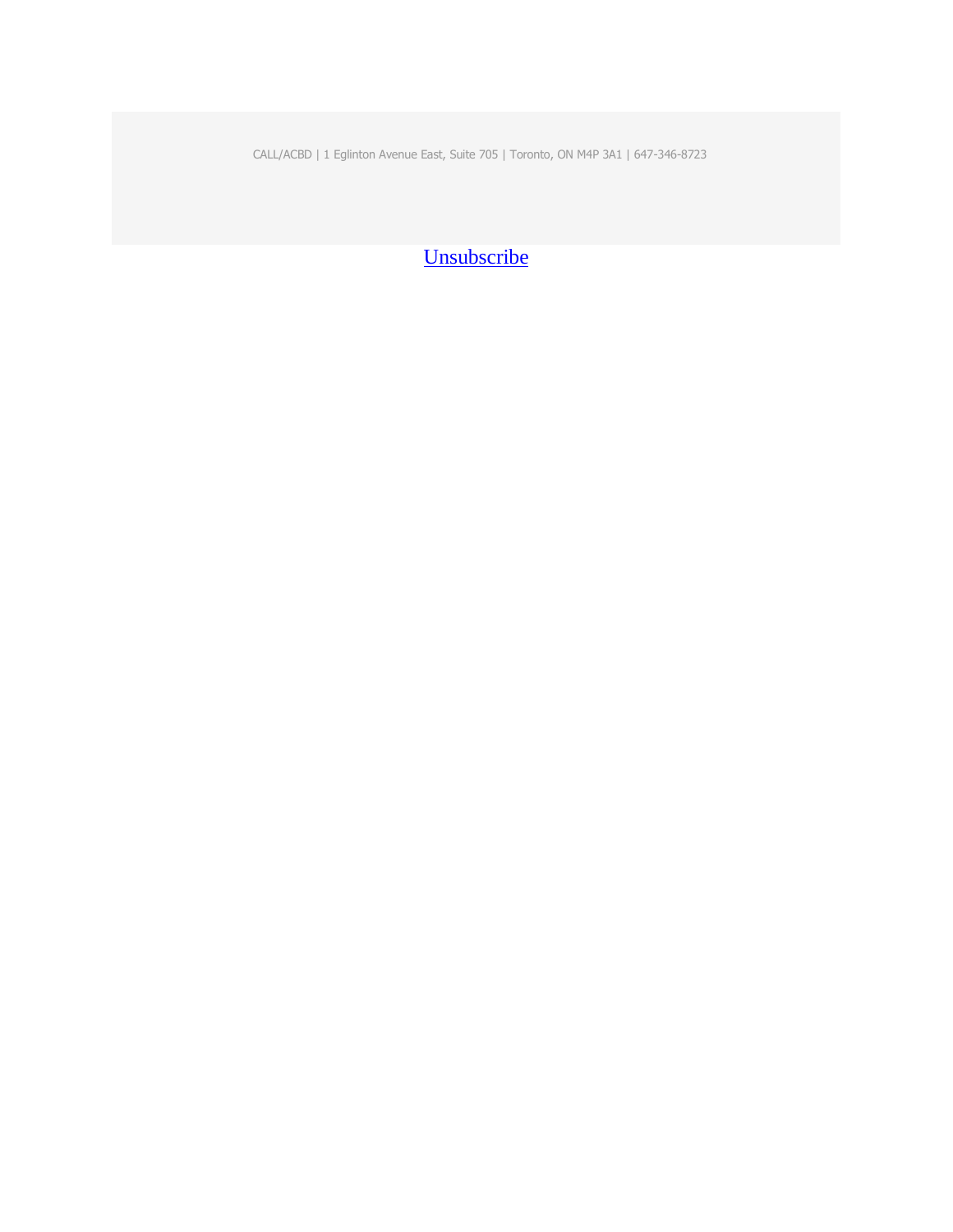CALL/ACBD | 1 Eglinton Avenue East, Suite 705 | Toronto, ON M4P 3A1 | 647-346-8723

Unsubscribe